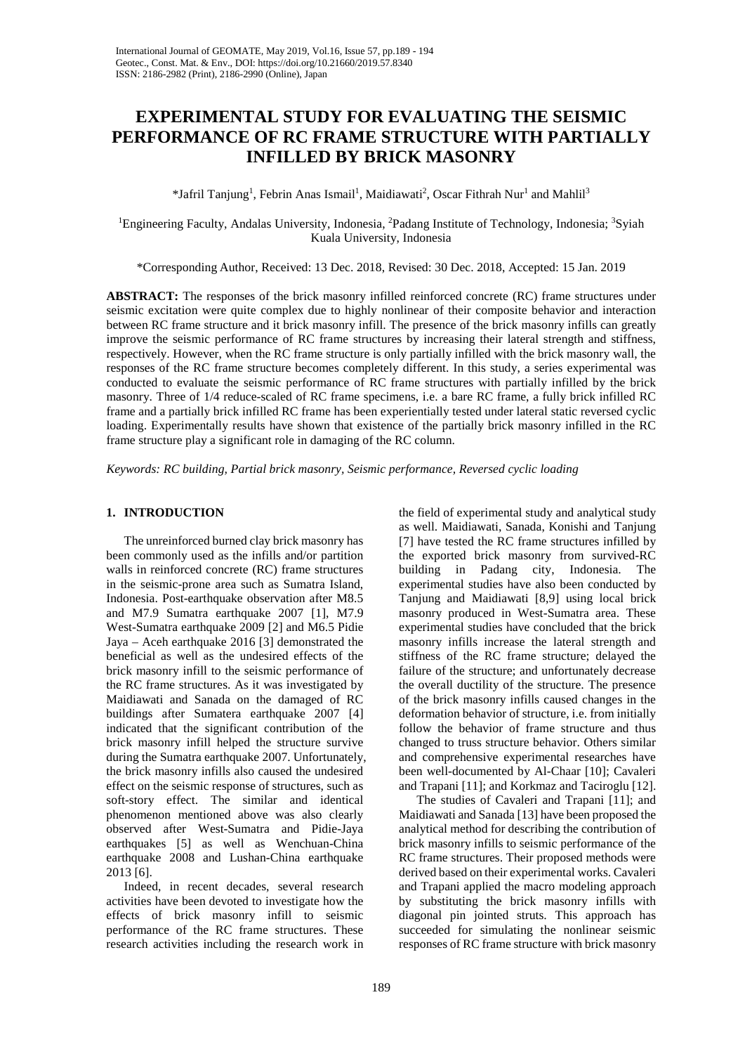# EXPERIMENTAL STUDY FOR EVALUATING THE SEISMIC PERFORMANCE OF RC FRAME STRUCTURE WITH PARTIALLY INFILLED BY BRICK MASONRY

*Jafril Tanjung[1], Febrin Anas Ismail[1], Maidiawati[2], Oscar Fithrah Nur[1] and Mahlil[3]

[1]Engineering Faculty, Andalas University, Indonesia, [2]Padang Institute of Technology, Indonesia; [3]Syiah Kuala University, Indonesia

*Corresponding Author, Received: 13 Dec. 2018, Revised: 30 Dec. 2018, Accepted: 15 Jan. 2019

**ABSTRACT:** The responses of the brick masonry infilled reinforced concrete (RC) frame structures under seismic excitation were quite complex due to highly nonlinear of their composite behavior and interaction between RC frame structure and it brick masonry infill. The presence of the brick masonry infills can greatly improve the seismic performance of RC frame structures by increasing their lateral strength and stiffness, respectively. However, when the RC frame structure is only partially infilled with the brick masonry wall, the responses of the RC frame structure becomes completely different. In this study, a series experimental was conducted to evaluate the seismic performance of RC frame structures with partially infilled by the brick masonry. Three of 1/4 reduce-scaled of RC frame specimens, i.e. a bare RC frame, a fully brick infilled RC frame and a partially brick infilled RC frame has been experientially tested under lateral static reversed cyclic loading. Experimentally results have shown that existence of the partially brick masonry infilled in the RC frame structure play a significant role in damaging of the RC column.

*Keywords: RC building, Partial brick masonry, Seismic performance, Reversed cyclic loading*

## 1. INTRODUCTION

The unreinforced burned clay brick masonry has been commonly used as the infills and/or partition walls in reinforced concrete (RC) frame structures in the seismic-prone area such as Sumatra Island, Indonesia. Post-earthquake observation after M8.5 and M7.9 Sumatra earthquake 2007 [1], M7.9 West-Sumatra earthquake 2009 [2] and M6.5 Pidie Jaya – Aceh earthquake 2016 [3] demonstrated the beneficial as well as the undesired effects of the brick masonry infill to the seismic performance of the RC frame structures. As it was investigated by Maidiawati and Sanada on the damaged of RC buildings after Sumatera earthquake 2007 [4] indicated that the significant contribution of the brick masonry infill helped the structure survive during the Sumatra earthquake 2007. Unfortunately, the brick masonry infills also caused the undesired effect on the seismic response of structures, such as soft-story effect. The similar and identical phenomenon mentioned above was also clearly observed after West-Sumatra and Pidie-Jaya earthquakes [5] as well as Wenchuan-China earthquake 2008 and Lushan-China earthquake 2013 [6].

Indeed, in recent decades, several research activities have been devoted to investigate how the effects of brick masonry infill to seismic performance of the RC frame structures. These research activities including the research work in the field of experimental study and analytical study as well. Maidiawati, Sanada, Konishi and Tanjung [7] have tested the RC frame structures infilled by the exported brick masonry from survived-RC building in Padang city, Indonesia. The experimental studies have also been conducted by Tanjung and Maidiawati [8,9] using local brick masonry produced in West-Sumatra area. These experimental studies have concluded that the brick masonry infills increase the lateral strength and stiffness of the RC frame structure; delayed the failure of the structure; and unfortunately decrease the overall ductility of the structure. The presence of the brick masonry infills caused changes in the deformation behavior of structure, i.e. from initially follow the behavior of frame structure and thus changed to truss structure behavior. Others similar and comprehensive experimental researches have been well-documented by Al-Chaar [10]; Cavaleri and Trapani [11]; and Korkmaz and Taciroglu [12].

The studies of Cavaleri and Trapani [11]; and Maidiawati and Sanada [13] have been proposed the analytical method for describing the contribution of brick masonry infills to seismic performance of the RC frame structures. Their proposed methods were derived based on their experimental works. Cavaleri and Trapani applied the macro modeling approach by substituting the brick masonry infills with diagonal pin jointed struts. This approach has succeeded for simulating the nonlinear seismic responses of RC frame structure with brick masonry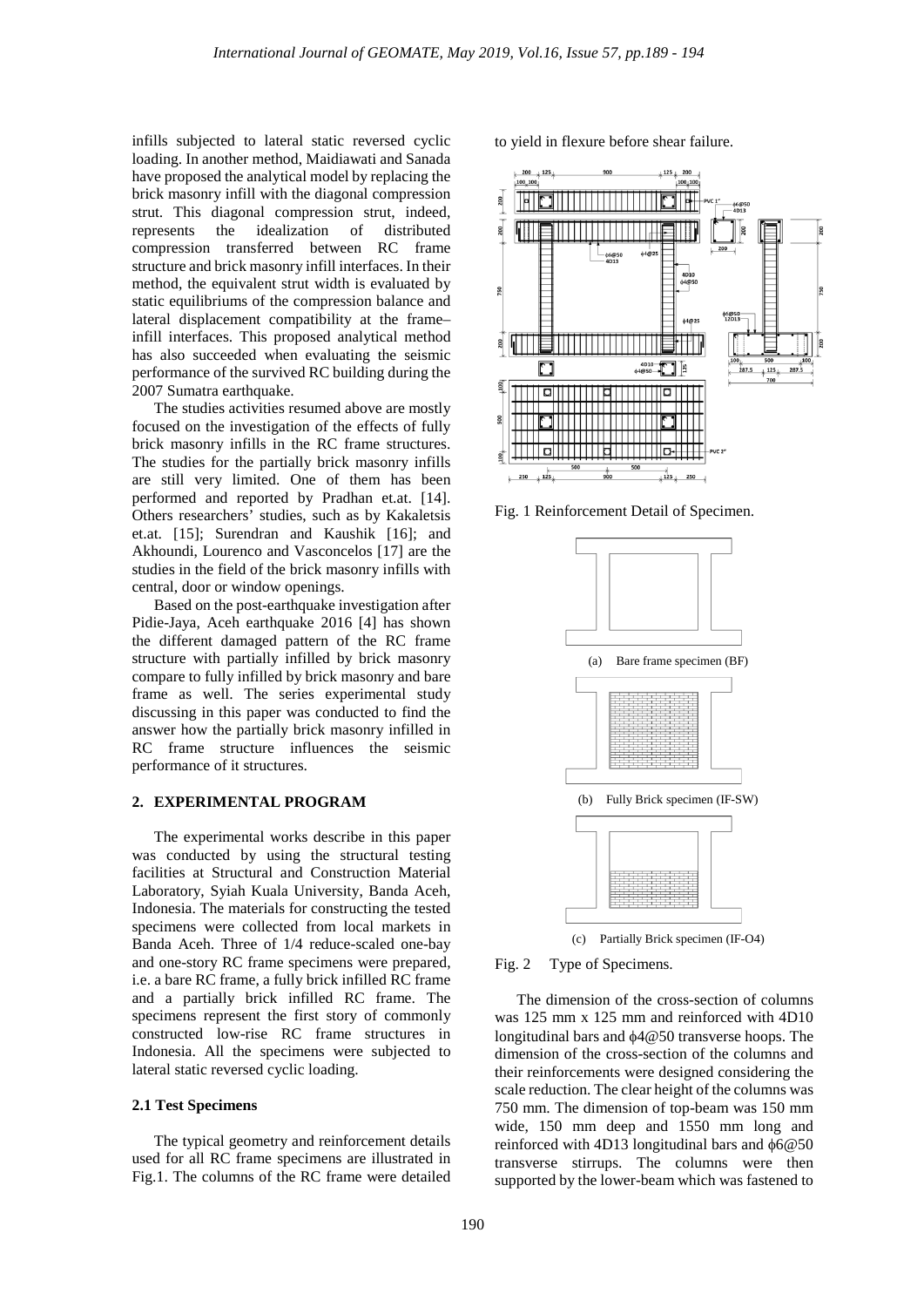infills subjected to lateral static reversed cyclic loading. In another method, Maidiawati and Sanada have proposed the analytical model by replacing the brick masonry infill with the diagonal compression strut. This diagonal compression strut, indeed, represents the idealization of distributed compression transferred between RC frame structure and brick masonry infill interfaces. In their method, the equivalent strut width is evaluated by static equilibriums of the compression balance and lateral displacement compatibility at the frame–infill interfaces. This proposed analytical method has also succeeded when evaluating the seismic performance of the survived RC building during the 2007 Sumatra earthquake.

The studies activities resumed above are mostly focused on the investigation of the effects of fully brick masonry infills in the RC frame structures. The studies for the partially brick masonry infills are still very limited. One of them has been performed and reported by Pradhan et.at. [14]. Others researchers' studies, such as by Kakaletsis et.at. [15]; Surendran and Kaushik [16]; and Akhoundi, Lourenco and Vasconcelos [17] are the studies in the field of the brick masonry infills with central, door or window openings.

Based on the post-earthquake investigation after Pidie-Jaya, Aceh earthquake 2016 [4] has shown the different damaged pattern of the RC frame structure with partially infilled by brick masonry compare to fully infilled by brick masonry and bare frame as well. The series experimental study discussing in this paper was conducted to find the answer how the partially brick masonry infilled in RC frame structure influences the seismic performance of it structures.

## 2. EXPERIMENTAL PROGRAM

The experimental works describe in this paper was conducted by using the structural testing facilities at Structural and Construction Material Laboratory, Syiah Kuala University, Banda Aceh, Indonesia. The materials for constructing the tested specimens were collected from local markets in Banda Aceh. Three of 1/4 reduce-scaled one-bay and one-story RC frame specimens were prepared, i.e. a bare RC frame, a fully brick infilled RC frame and a partially brick infilled RC frame. The specimens represent the first story of commonly constructed low-rise RC frame structures in Indonesia. All the specimens were subjected to lateral static reversed cyclic loading.

### 2.1 Test Specimens

The typical geometry and reinforcement details used for all RC frame specimens are illustrated in Fig.1. The columns of the RC frame were detailed to yield in flexure before shear failure.

Fig. 1 Reinforcement Detail of Specimen.

(a) Bare frame specimen (BF)

(b) Fully Brick specimen (IF-SW)

(c) Partially Brick specimen (IF-O4)

Fig. 2 Type of Specimens.

The dimension of the cross-section of columns was 125 mm x 125 mm and reinforced with 4D10 longitudinal bars and $\phi$4@50 transverse hoops. The dimension of the cross-section of the columns and their reinforcements were designed considering the scale reduction. The clear height of the columns was 750 mm. The dimension of top-beam was 150 mm wide, 150 mm deep and 1550 mm long and reinforced with 4D13 longitudinal bars and $\phi$6@50 transverse stirrups. The columns were then supported by the lower-beam which was fastened to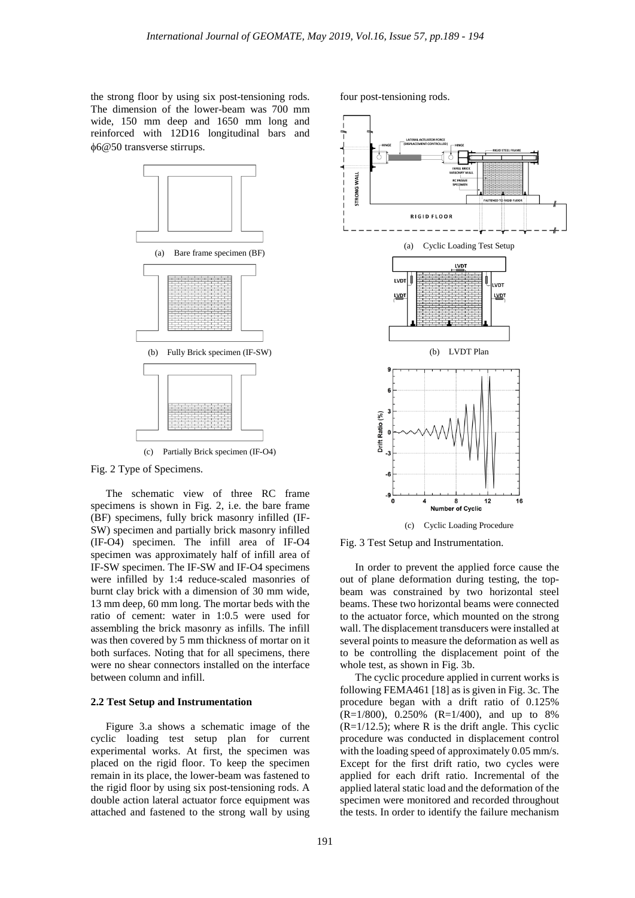the strong floor by using six post-tensioning rods. The dimension of the lower-beam was 700 mm wide, 150 mm deep and 1650 mm long and reinforced with 12D16 longitudinal bars and ϕ6@50 transverse stirrups.

(a) Bare frame specimen (BF)

(b) Fully Brick specimen (IF-SW)

(c) Partially Brick specimen (IF-O4)

Fig. 2 Type of Specimens.

The schematic view of three RC frame specimens is shown in Fig. 2, i.e. the bare frame (BF) specimens, fully brick masonry infilled (IF-SW) specimen and partially brick masonry infilled (IF-O4) specimen. The infill area of IF-O4 specimen was approximately half of infill area of IF-SW specimen. The IF-SW and IF-O4 specimens were infilled by 1:4 reduce-scaled masonries of burnt clay brick with a dimension of 30 mm wide, 13 mm deep, 60 mm long. The mortar beds with the ratio of cement: water in 1:0.5 were used for assembling the brick masonry as infills. The infill was then covered by 5 mm thickness of mortar on it both surfaces. Noting that for all specimens, there were no shear connectors installed on the interface between column and infill.

### 2.2 Test Setup and Instrumentation

Figure 3.a shows a schematic image of the cyclic loading test setup plan for current experimental works. At first, the specimen was placed on the rigid floor. To keep the specimen remain in its place, the lower-beam was fastened to the rigid floor by using six post-tensioning rods. A double action lateral actuator force equipment was attached and fastened to the strong wall by using four post-tensioning rods.

(a) Cyclic Loading Test Setup

(b) LVDT Plan

(c) Cyclic Loading Procedure

Fig. 3 Test Setup and Instrumentation.

In order to prevent the applied force cause the out of plane deformation during testing, the top-beam was constrained by two horizontal steel beams. These two horizontal beams were connected to the actuator force, which mounted on the strong wall. The displacement transducers were installed at several points to measure the deformation as well as to be controlling the displacement point of the whole test, as shown in Fig. 3b.

The cyclic procedure applied in current works is following FEMA461 [18] as is given in Fig. 3c. The procedure began with a drift ratio of 0.125% (R=1/800), 0.250% (R=1/400), and up to 8% (R=1/12.5); where R is the drift angle. This cyclic procedure was conducted in displacement control with the loading speed of approximately 0.05 mm/s. Except for the first drift ratio, two cycles were applied for each drift ratio. Incremental of the applied lateral static load and the deformation of the specimen were monitored and recorded throughout the tests. In order to identify the failure mechanism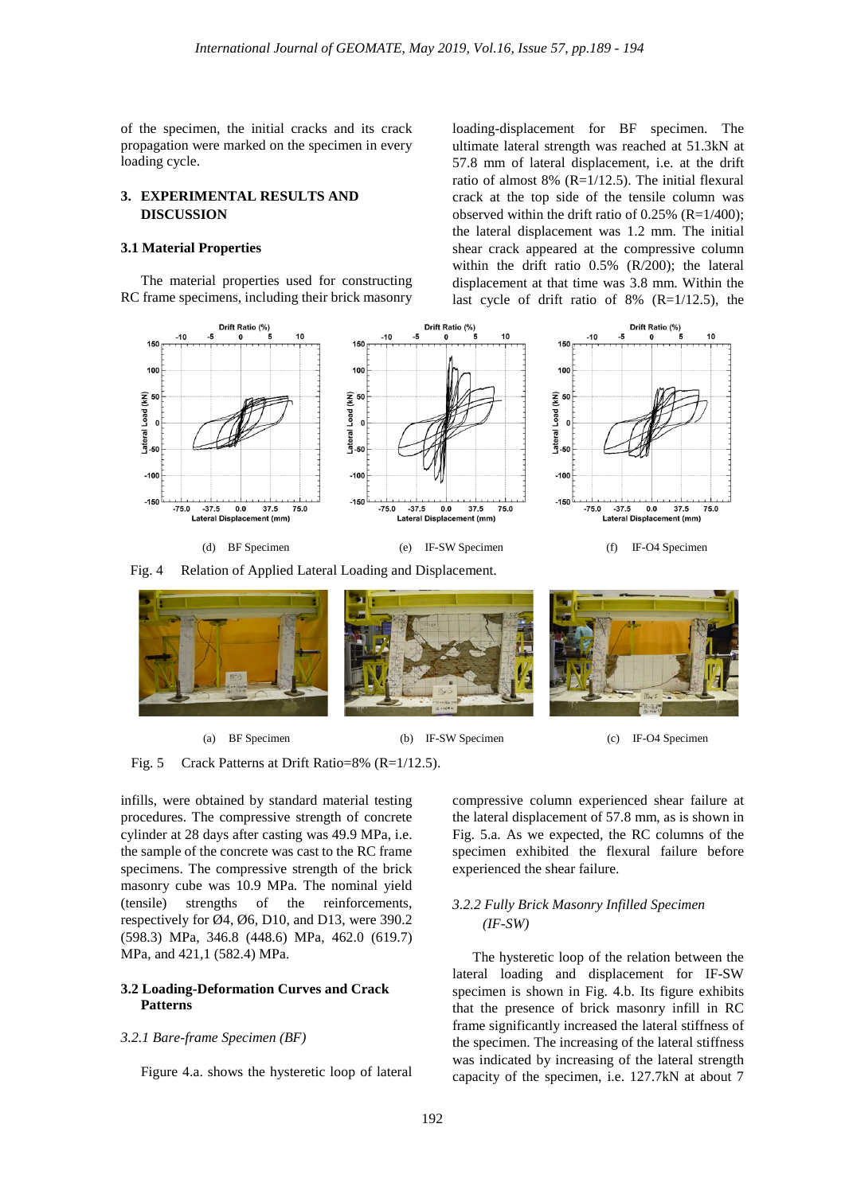of the specimen, the initial cracks and its crack propagation were marked on the specimen in every loading cycle.

## 3. EXPERIMENTAL RESULTS AND DISCUSSION

### 3.1 Material Properties

The material properties used for constructing RC frame specimens, including their brick masonry infills, were obtained by standard material testing procedures. The compressive strength of concrete cylinder at 28 days after casting was 49.9 MPa, i.e. the sample of the concrete was cast to the RC frame specimens. The compressive strength of the brick masonry cube was 10.9 MPa. The nominal yield (tensile) strengths of the reinforcements, respectively for Ø4, Ø6, D10, and D13, were 390.2 (598.3) MPa, 346.8 (448.6) MPa, 462.0 (619.7) MPa, and 421,1 (582.4) MPa.

### 3.2 Loading-Deformation Curves and Crack Patterns

#### *3.2.1 Bare-frame Specimen (BF)*

Figure 4.a. shows the hysteretic loop of lateral loading-displacement for BF specimen. The ultimate lateral strength was reached at 51.3kN at 57.8 mm of lateral displacement, i.e. at the drift ratio of almost 8% (R=1/12.5). The initial flexural crack at the top side of the tensile column was observed within the drift ratio of 0.25% (R=1/400); the lateral displacement was 1.2 mm. The initial shear crack appeared at the compressive column within the drift ratio 0.5% (R/200); the lateral displacement at that time was 3.8 mm. Within the last cycle of drift ratio of 8% (R=1/12.5), the compressive column experienced shear failure at the lateral displacement of 57.8 mm, as is shown in Fig. 5.a. As we expected, the RC columns of the specimen exhibited the flexural failure before experienced the shear failure.

(d) BF Specimen (e) IF-SW Specimen (f) IF-O4 Specimen

Fig. 4 Relation of Applied Lateral Loading and Displacement.

(a) BF Specimen (b) IF-SW Specimen (c) IF-O4 Specimen

Fig. 5 Crack Patterns at Drift Ratio=8% (R=1/12.5).

#### *3.2.2 Fully Brick Masonry Infilled Specimen (IF-SW)*

The hysteretic loop of the relation between the lateral loading and displacement for IF-SW specimen is shown in Fig. 4.b. Its figure exhibits that the presence of brick masonry infill in RC frame significantly increased the lateral stiffness of the specimen. The increasing of the lateral stiffness was indicated by increasing of the lateral strength capacity of the specimen, i.e. 127.7kN at about 7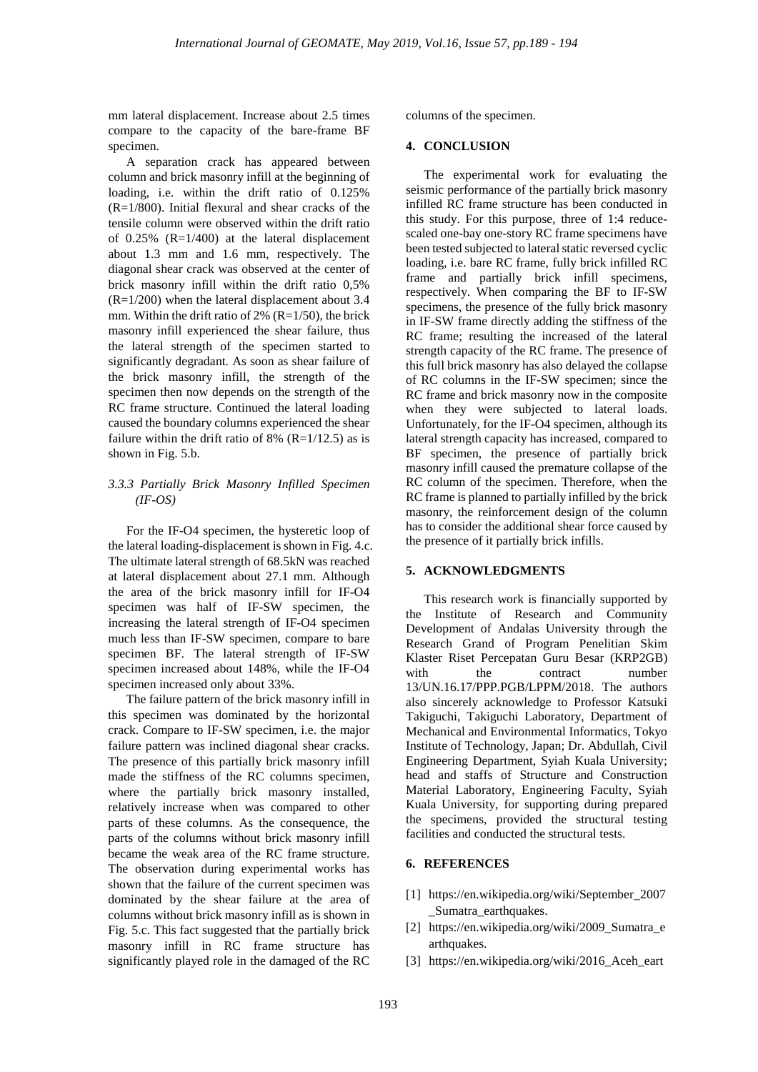mm lateral displacement. Increase about 2.5 times compare to the capacity of the bare-frame BF specimen.

A separation crack has appeared between column and brick masonry infill at the beginning of loading, i.e. within the drift ratio of 0.125% (R=1/800). Initial flexural and shear cracks of the tensile column were observed within the drift ratio of 0.25% (R=1/400) at the lateral displacement about 1.3 mm and 1.6 mm, respectively. The diagonal shear crack was observed at the center of brick masonry infill within the drift ratio 0,5% (R=1/200) when the lateral displacement about 3.4 mm. Within the drift ratio of 2% (R=1/50), the brick masonry infill experienced the shear failure, thus the lateral strength of the specimen started to significantly degradant. As soon as shear failure of the brick masonry infill, the strength of the specimen then now depends on the strength of the RC frame structure. Continued the lateral loading caused the boundary columns experienced the shear failure within the drift ratio of 8% (R=1/12.5) as is shown in Fig. 5.b.

### *3.3.3 Partially Brick Masonry Infilled Specimen (IF-OS)*

For the IF-O4 specimen, the hysteretic loop of the lateral loading-displacement is shown in Fig. 4.c. The ultimate lateral strength of 68.5kN was reached at lateral displacement about 27.1 mm. Although the area of the brick masonry infill for IF-O4 specimen was half of IF-SW specimen, the increasing the lateral strength of IF-O4 specimen much less than IF-SW specimen, compare to bare specimen BF. The lateral strength of IF-SW specimen increased about 148%, while the IF-O4 specimen increased only about 33%.

The failure pattern of the brick masonry infill in this specimen was dominated by the horizontal crack. Compare to IF-SW specimen, i.e. the major failure pattern was inclined diagonal shear cracks. The presence of this partially brick masonry infill made the stiffness of the RC columns specimen, where the partially brick masonry installed, relatively increase when was compared to other parts of these columns. As the consequence, the parts of the columns without brick masonry infill became the weak area of the RC frame structure. The observation during experimental works has shown that the failure of the current specimen was dominated by the shear failure at the area of columns without brick masonry infill as is shown in Fig. 5.c. This fact suggested that the partially brick masonry infill in RC frame structure has significantly played role in the damaged of the RC columns of the specimen.

## 4. CONCLUSION

The experimental work for evaluating the seismic performance of the partially brick masonry infilled RC frame structure has been conducted in this study. For this purpose, three of 1:4 reduce-scaled one-bay one-story RC frame specimens have been tested subjected to lateral static reversed cyclic loading, i.e. bare RC frame, fully brick infilled RC frame and partially brick infill specimens, respectively. When comparing the BF to IF-SW specimens, the presence of the fully brick masonry in IF-SW frame directly adding the stiffness of the RC frame; resulting the increased of the lateral strength capacity of the RC frame. The presence of this full brick masonry has also delayed the collapse of RC columns in the IF-SW specimen; since the RC frame and brick masonry now in the composite when they were subjected to lateral loads. Unfortunately, for the IF-O4 specimen, although its lateral strength capacity has increased, compared to BF specimen, the presence of partially brick masonry infill caused the premature collapse of the RC column of the specimen. Therefore, when the RC frame is planned to partially infilled by the brick masonry, the reinforcement design of the column has to consider the additional shear force caused by the presence of it partially brick infills.

## 5. ACKNOWLEDGMENTS

This research work is financially supported by the Institute of Research and Community Development of Andalas University through the Research Grand of Program Penelitian Skim Klaster Riset Percepatan Guru Besar (KRP2GB) with the contract number 13/UN.16.17/PPP.PGB/LPPM/2018. The authors also sincerely acknowledge to Professor Katsuki Takiguchi, Takiguchi Laboratory, Department of Mechanical and Environmental Informatics, Tokyo Institute of Technology, Japan; Dr. Abdullah, Civil Engineering Department, Syiah Kuala University; head and staffs of Structure and Construction Material Laboratory, Engineering Faculty, Syiah Kuala University, for supporting during prepared the specimens, provided the structural testing facilities and conducted the structural tests.

## 6. REFERENCES

[1] https://en.wikipedia.org/wiki/September_2007_Sumatra_earthquakes.

[2] https://en.wikipedia.org/wiki/2009_Sumatra_earthquakes.

[3] https://en.wikipedia.org/wiki/2016_Aceh_eart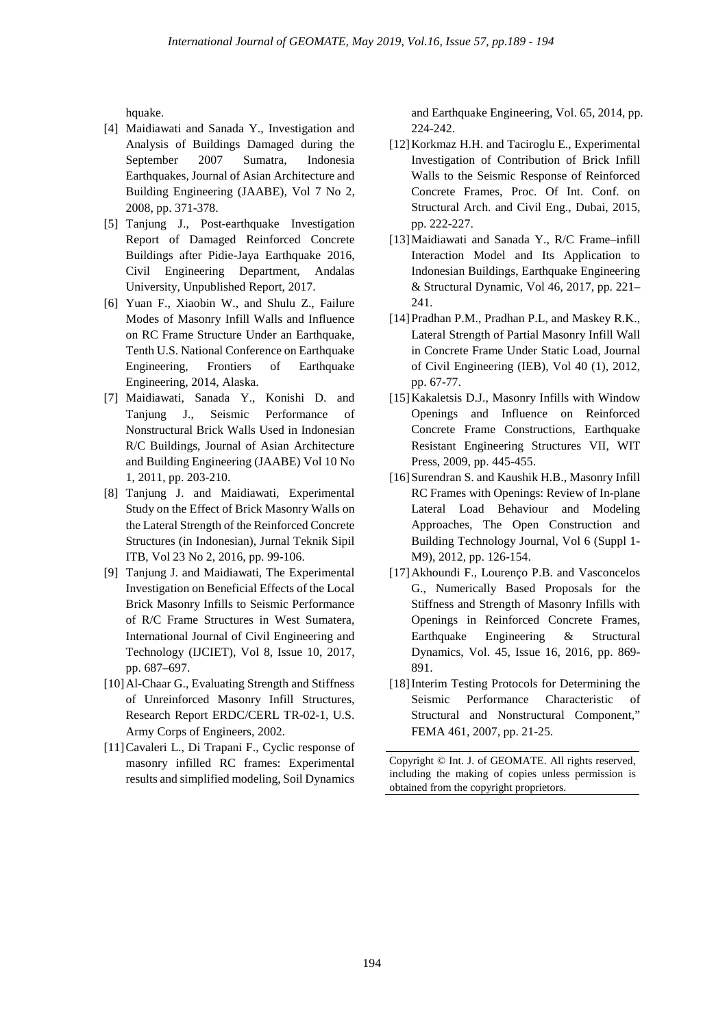hquake.

[4] Maidiawati and Sanada Y., Investigation and Analysis of Buildings Damaged during the September 2007 Sumatra, Indonesia Earthquakes, Journal of Asian Architecture and Building Engineering (JAABE), Vol 7 No 2, 2008, pp. 371-378.

[5] Tanjung J., Post-earthquake Investigation Report of Damaged Reinforced Concrete Buildings after Pidie-Jaya Earthquake 2016, Civil Engineering Department, Andalas University, Unpublished Report, 2017.

[6] Yuan F., Xiaobin W., and Shulu Z., Failure Modes of Masonry Infill Walls and Influence on RC Frame Structure Under an Earthquake, Tenth U.S. National Conference on Earthquake Engineering, Frontiers of Earthquake Engineering, 2014, Alaska.

[7] Maidiawati, Sanada Y., Konishi D. and Tanjung J., Seismic Performance of Nonstructural Brick Walls Used in Indonesian R/C Buildings, Journal of Asian Architecture and Building Engineering (JAABE) Vol 10 No 1, 2011, pp. 203-210.

[8] Tanjung J. and Maidiawati, Experimental Study on the Effect of Brick Masonry Walls on the Lateral Strength of the Reinforced Concrete Structures (in Indonesian), Jurnal Teknik Sipil ITB, Vol 23 No 2, 2016, pp. 99-106.

[9] Tanjung J. and Maidiawati, The Experimental Investigation on Beneficial Effects of the Local Brick Masonry Infills to Seismic Performance of R/C Frame Structures in West Sumatera, International Journal of Civil Engineering and Technology (IJCIET), Vol 8, Issue 10, 2017, pp. 687–697.

[10] Al-Chaar G., Evaluating Strength and Stiffness of Unreinforced Masonry Infill Structures, Research Report ERDC/CERL TR-02-1, U.S. Army Corps of Engineers, 2002.

[11] Cavaleri L., Di Trapani F., Cyclic response of masonry infilled RC frames: Experimental results and simplified modeling, Soil Dynamics and Earthquake Engineering, Vol. 65, 2014, pp. 224-242.

[12] Korkmaz H.H. and Taciroglu E., Experimental Investigation of Contribution of Brick Infill Walls to the Seismic Response of Reinforced Concrete Frames, Proc. Of Int. Conf. on Structural Arch. and Civil Eng., Dubai, 2015, pp. 222-227.

[13] Maidiawati and Sanada Y., R/C Frame–infill Interaction Model and Its Application to Indonesian Buildings, Earthquake Engineering & Structural Dynamic, Vol 46, 2017, pp. 221–241.

[14] Pradhan P.M., Pradhan P.L, and Maskey R.K., Lateral Strength of Partial Masonry Infill Wall in Concrete Frame Under Static Load, Journal of Civil Engineering (IEB), Vol 40 (1), 2012, pp. 67-77.

[15] Kakaletsis D.J., Masonry Infills with Window Openings and Influence on Reinforced Concrete Frame Constructions, Earthquake Resistant Engineering Structures VII, WIT Press, 2009, pp. 445-455.

[16] Surendran S. and Kaushik H.B., Masonry Infill RC Frames with Openings: Review of In-plane Lateral Load Behaviour and Modeling Approaches, The Open Construction and Building Technology Journal, Vol 6 (Suppl 1-M9), 2012, pp. 126-154.

[17] Akhoundi F., Lourenço P.B. and Vasconcelos G., Numerically Based Proposals for the Stiffness and Strength of Masonry Infills with Openings in Reinforced Concrete Frames, Earthquake Engineering & Structural Dynamics, Vol. 45, Issue 16, 2016, pp. 869-891.

[18] Interim Testing Protocols for Determining the Seismic Performance Characteristic of Structural and Nonstructural Component," FEMA 461, 2007, pp. 21-25.

Copyright © Int. J. of GEOMATE. All rights reserved, including the making of copies unless permission is obtained from the copyright proprietors.